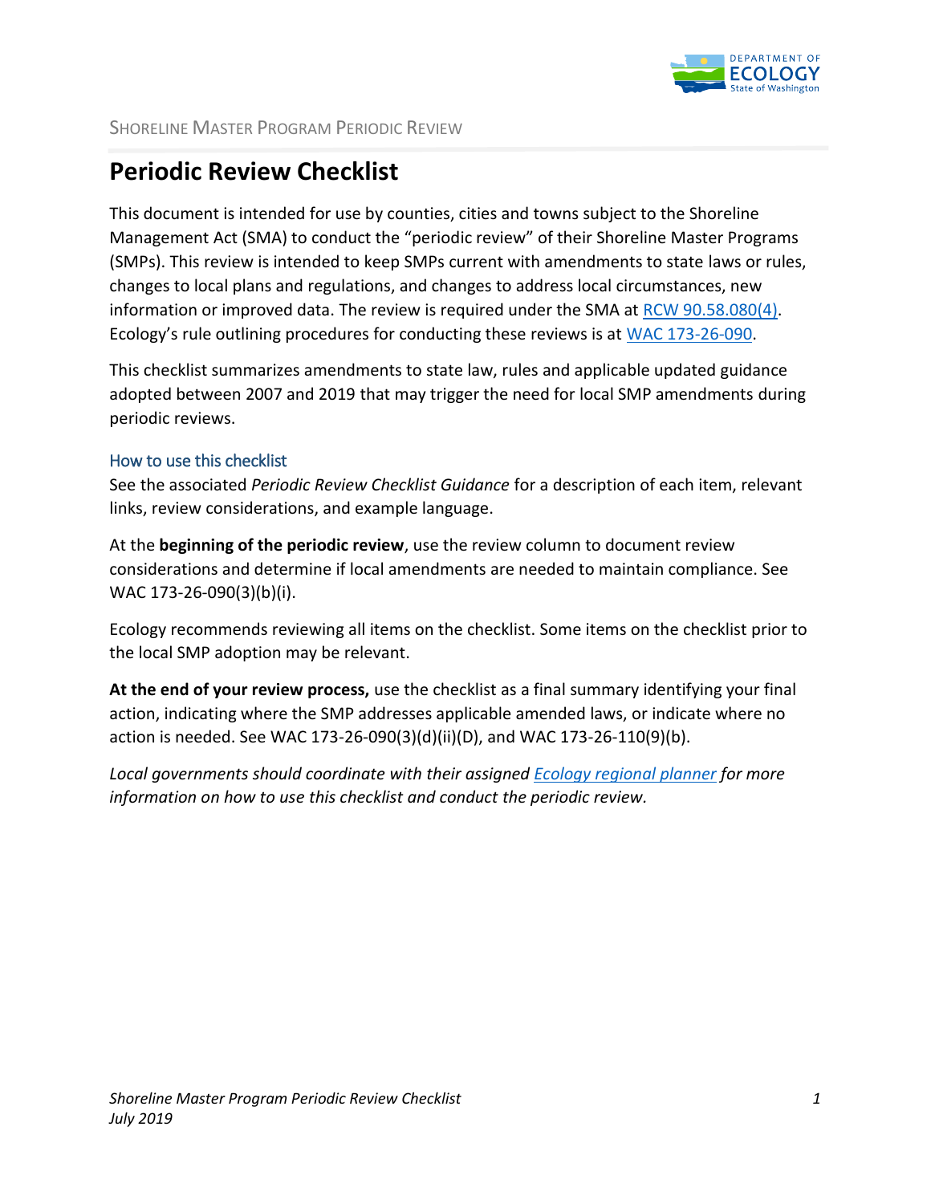# Periodic Review Checklist

This document is intended for use by counties, cities and towns subject to the Shoreline Management Act (SMA) to conduct the "periodic review" of their Shoreline Master Programs (SMPs). This review is intended to keep SMPs current with amendments to state laws or rules, changes to local plans and regulations, and changes to address local circumstances, new information or improved data. The review is required under the SMA at RCW 90.58.080(4). Ecology's rule outlining procedures for conducting these reviews is at WAC 173-26-090.

This checklist summarizes amendments to state law, rules and applicable updated guidance adopted between 2007 and 2019 that may trigger the need for local SMP amendments during periodic reviews.

## How to use this checklist

See the associated *Periodic Review Checklist Guidance* for a description of each item, relevant links, review considerations, and example language.

At the **beginning of the periodic review**, use the review column to document review considerations and determine if local amendments are needed to maintain compliance. See WAC 173-26-090(3)(b)(i).

Ecology recommends reviewing all items on the checklist. Some items on the checklist prior to the local SMP adoption may be relevant.

**At the end of your review process,** use the checklist as a final summary identifying your final action, indicating where the SMP addresses applicable amended laws, or indicate where no action is needed. See WAC 173-26-090(3)(d)(ii)(D), and WAC 173-26-110(9)(b).

*Local governments should coordinate with their assigned Ecology regional planner for more information on how to use this checklist and conduct the periodic review.*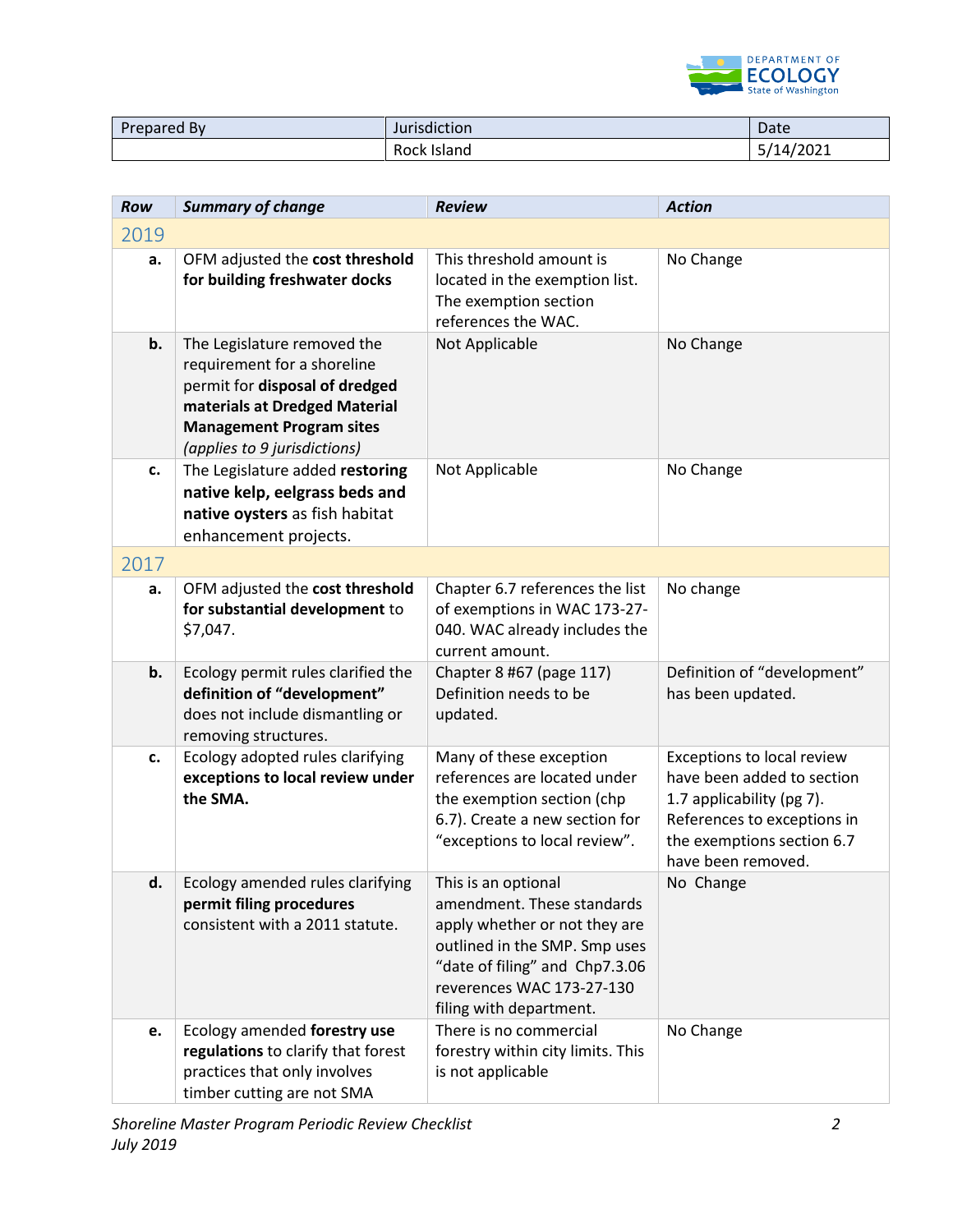| Prepared By | Jurisdiction | Date |
|---|---|---|
| | Rock Island | 5/14/2021 |

| *Row* | *Summary of change* | *Review* | *Action* |
|---|---|---|---|
| 2019 | | | |
| **a.** | OFM adjusted the **cost threshold for building freshwater docks** | This threshold amount is located in the exemption list. The exemption section references the WAC. | No Change |
| **b.** | The Legislature removed the requirement for a shoreline permit for **disposal of dredged materials at Dredged Material Management Program sites** *(applies to 9 jurisdictions)* | Not Applicable | No Change |
| **c.** | The Legislature added **restoring native kelp, eelgrass beds and native oysters** as fish habitat enhancement projects. | Not Applicable | No Change |
| 2017 | | | |
| **a.** | OFM adjusted the **cost threshold for substantial development** to $7,047. | Chapter 6.7 references the list of exemptions in WAC 173-27-040. WAC already includes the current amount. | No change |
| **b.** | Ecology permit rules clarified the **definition of "development"** does not include dismantling or removing structures. | Chapter 8 #67 (page 117) Definition needs to be updated. | Definition of "development" has been updated. |
| **c.** | Ecology adopted rules clarifying **exceptions to local review under the SMA.** | Many of these exception references are located under the exemption section (chp 6.7). Create a new section for "exceptions to local review". | Exceptions to local review have been added to section 1.7 applicability (pg 7). References to exceptions in the exemptions section 6.7 have been removed. |
| **d.** | Ecology amended rules clarifying **permit filing procedures** consistent with a 2011 statute. | This is an optional amendment. These standards apply whether or not they are outlined in the SMP. Smp uses "date of filing" and Chp7.3.06 reverences WAC 173-27-130 filing with department. | No Change |
| **e.** | Ecology amended **forestry use regulations** to clarify that forest practices that only involves timber cutting are not SMA | There is no commercial forestry within city limits. This is not applicable | No Change |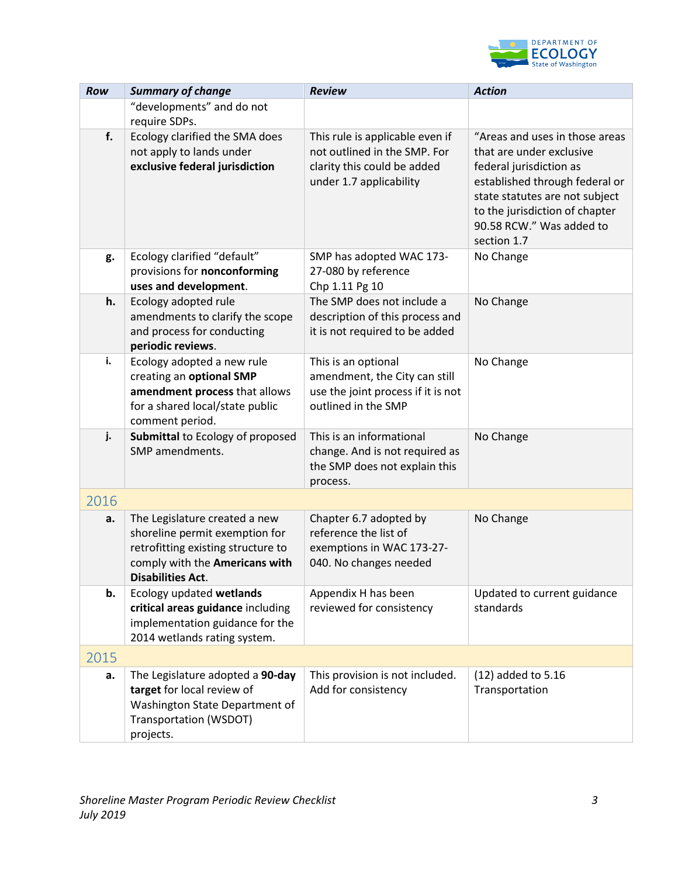| Row | Summary of change | Review | Action |
|---|---|---|---|
| | "developments" and do not require SDPs. | | |
| **f.** | Ecology clarified the SMA does not apply to lands under **exclusive federal jurisdiction** | This rule is applicable even if not outlined in the SMP. For clarity this could be added under 1.7 applicability | "Areas and uses in those areas that are under exclusive federal jurisdiction as established through federal or state statutes are not subject to the jurisdiction of chapter 90.58 RCW." Was added to section 1.7 |
| **g.** | Ecology clarified "default" provisions for **nonconforming uses and development**. | SMP has adopted WAC 173-27-080 by reference Chp 1.11 Pg 10 | No Change |
| **h.** | Ecology adopted rule amendments to clarify the scope and process for conducting **periodic reviews**. | The SMP does not include a description of this process and it is not required to be added | No Change |
| **i.** | Ecology adopted a new rule creating an **optional SMP amendment process** that allows for a shared local/state public comment period. | This is an optional amendment, the City can still use the joint process if it is not outlined in the SMP | No Change |
| **j.** | **Submittal** to Ecology of proposed SMP amendments. | This is an informational change. And is not required as the SMP does not explain this process. | No Change |
| **2016** | | | |
| **a.** | The Legislature created a new shoreline permit exemption for retrofitting existing structure to comply with the **Americans with Disabilities Act**. | Chapter 6.7 adopted by reference the list of exemptions in WAC 173-27-040. No changes needed | No Change |
| **b.** | Ecology updated **wetlands critical areas guidance** including implementation guidance for the 2014 wetlands rating system. | Appendix H has been reviewed for consistency | Updated to current guidance standards |
| **2015** | | | |
| **a.** | The Legislature adopted a **90-day target** for local review of Washington State Department of Transportation (WSDOT) projects. | This provision is not included. Add for consistency | (12) added to 5.16 Transportation |

*Shoreline Master Program Periodic Review Checklist*
*July 2019*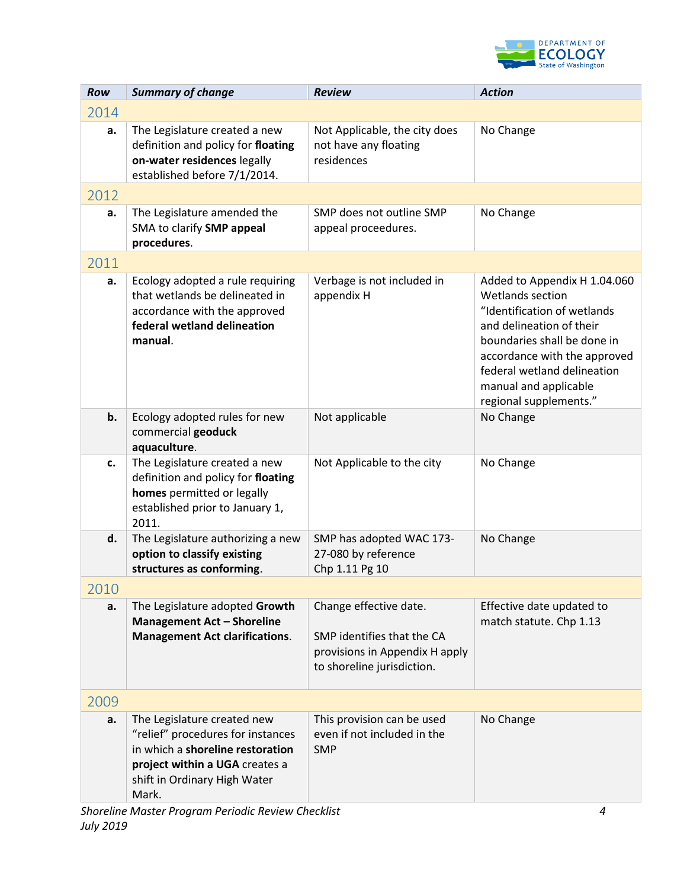| Row | Summary of change | Review | Action |
|---|---|---|---|
| 2014 | | | |
| **a.** | The Legislature created a new definition and policy for **floating on-water residences** legally established before 7/1/2014. | Not Applicable, the city does not have any floating residences | No Change |
| 2012 | | | |
| **a.** | The Legislature amended the SMA to clarify **SMP appeal procedures**. | SMP does not outline SMP appeal proceedures. | No Change |
| 2011 | | | |
| **a.** | Ecology adopted a rule requiring that wetlands be delineated in accordance with the approved **federal wetland delineation manual**. | Verbage is not included in appendix H | Added to Appendix H 1.04.060 Wetlands section "Identification of wetlands and delineation of their boundaries shall be done in accordance with the approved federal wetland delineation manual and applicable regional supplements." |
| **b.** | Ecology adopted rules for new commercial **geoduck aquaculture**. | Not applicable | No Change |
| **c.** | The Legislature created a new definition and policy for **floating homes** permitted or legally established prior to January 1, 2011. | Not Applicable to the city | No Change |
| **d.** | The Legislature authorizing a new **option to classify existing structures as conforming**. | SMP has adopted WAC 173-27-080 by reference Chp 1.11 Pg 10 | No Change |
| 2010 | | | |
| **a.** | The Legislature adopted **Growth Management Act – Shoreline Management Act clarifications**. | Change effective date.<br><br>SMP identifies that the CA provisions in Appendix H apply to shoreline jurisdiction. | Effective date updated to match statute. Chp 1.13 |
| 2009 | | | |
| **a.** | The Legislature created new "relief" procedures for instances in which a **shoreline restoration project within a UGA** creates a shift in Ordinary High Water Mark. | This provision can be used even if not included in the SMP | No Change |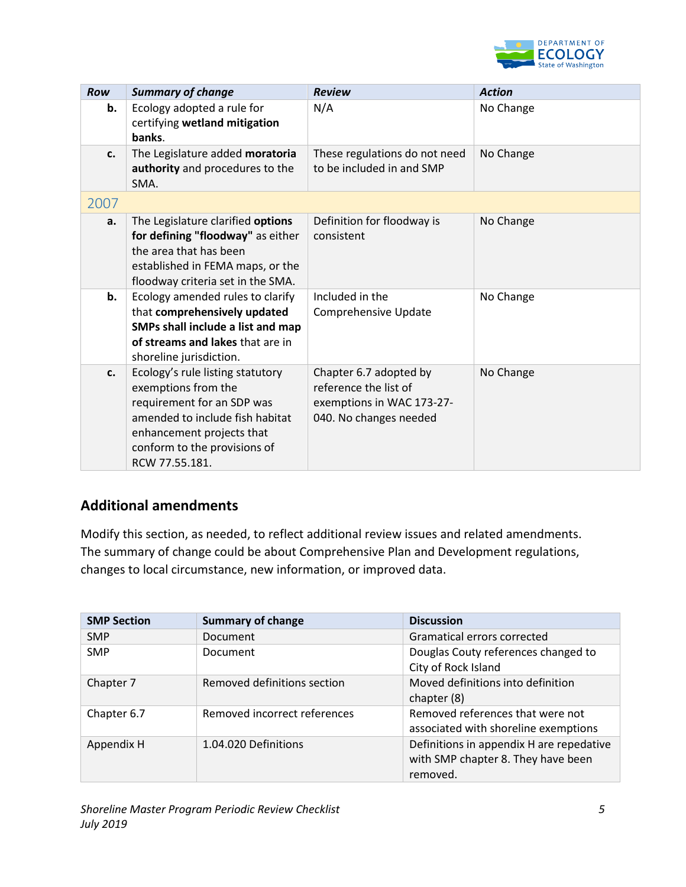| *Row* | *Summary of change* | *Review* | *Action* |
|---|---|---|---|
| **b.** | Ecology adopted a rule for certifying **wetland mitigation banks**. | N/A | No Change |
| **c.** | The Legislature added **moratoria authority** and procedures to the SMA. | These regulations do not need to be included in and SMP | No Change |
| 2007 | | | |
| **a.** | The Legislature clarified **options for defining "floodway"** as either the area that has been established in FEMA maps, or the floodway criteria set in the SMA. | Definition for floodway is consistent | No Change |
| **b.** | Ecology amended rules to clarify that **comprehensively updated SMPs shall include a list and map of streams and lakes** that are in shoreline jurisdiction. | Included in the Comprehensive Update | No Change |
| **c.** | Ecology's rule listing statutory exemptions from the requirement for an SDP was amended to include fish habitat enhancement projects that conform to the provisions of RCW 77.55.181. | Chapter 6.7 adopted by reference the list of exemptions in WAC 173-27-040. No changes needed | No Change |

## Additional amendments

Modify this section, as needed, to reflect additional review issues and related amendments. The summary of change could be about Comprehensive Plan and Development regulations, changes to local circumstance, new information, or improved data.

| **SMP Section** | **Summary of change** | **Discussion** |
|---|---|---|
| SMP | Document | Gramatical errors corrected |
| SMP | Document | Douglas Couty references changed to City of Rock Island |
| Chapter 7 | Removed definitions section | Moved definitions into definition chapter (8) |
| Chapter 6.7 | Removed incorrect references | Removed references that were not associated with shoreline exemptions |
| Appendix H | 1.04.020 Definitions | Definitions in appendix H are repedative with SMP chapter 8. They have been removed. |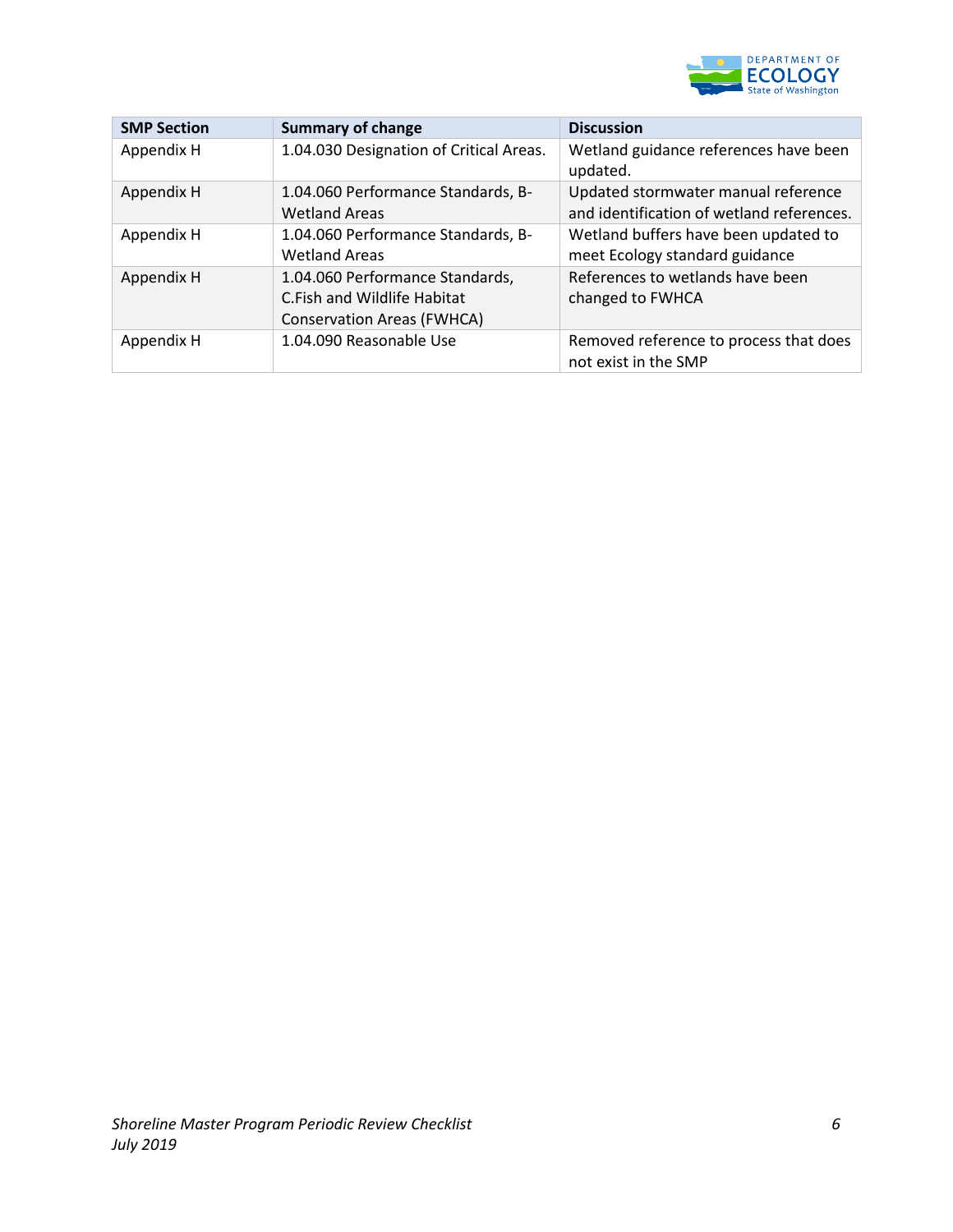| SMP Section | Summary of change | Discussion |
|---|---|---|
| Appendix H | 1.04.030 Designation of Critical Areas. | Wetland guidance references have been updated. |
| Appendix H | 1.04.060 Performance Standards, B- Wetland Areas | Updated stormwater manual reference and identification of wetland references. |
| Appendix H | 1.04.060 Performance Standards, B- Wetland Areas | Wetland buffers have been updated to meet Ecology standard guidance |
| Appendix H | 1.04.060 Performance Standards, C.Fish and Wildlife Habitat Conservation Areas (FWHCA) | References to wetlands have been changed to FWHCA |
| Appendix H | 1.04.090 Reasonable Use | Removed reference to process that does not exist in the SMP |